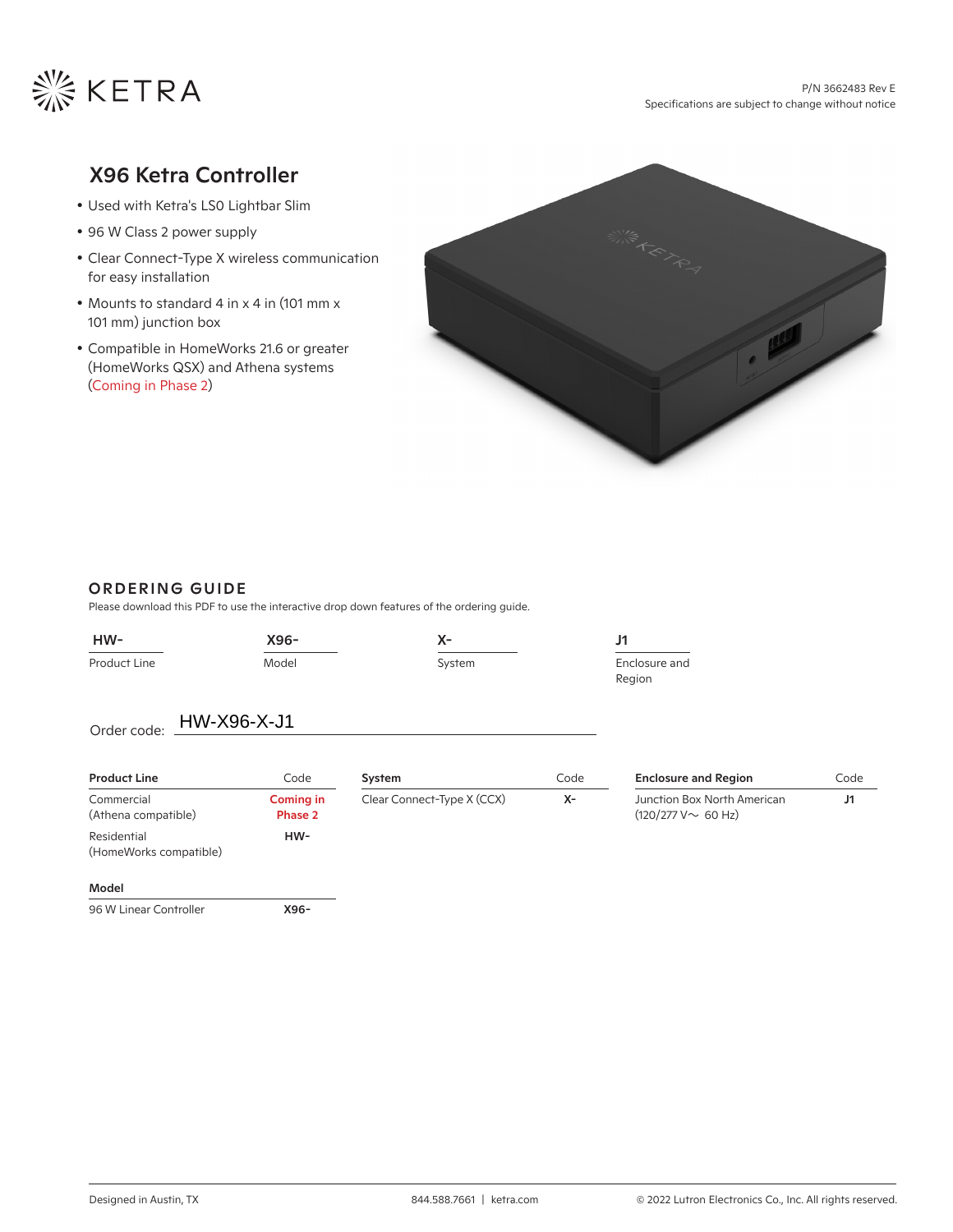# X96 Ketra Controller

- Used with Ketra's LS0 Lightbar Slim
- 96 W Class 2 power supply
- Clear Connect-Type X wireless communication for easy installation
- Mounts to standard 4 in x 4 in (101 mm x 101 mm) junction box
- Compatible in HomeWorks 21.6 or greater (HomeWorks QSX) and Athena systems (Coming in Phase 2)

## ORDERING GUIDE

Please download this PDF to use the interactive drop down features of the ordering guide.

| HW- | X96- | X- | J1 |
|---|---|---|---|
| Product Line | Model | System | Enclosure and Region |

Order code: HW-X96-X-J1

| Product Line | Code |
|---|---|
| Commercial (Athena compatible) | Coming in Phase 2 |
| Residential (HomeWorks compatible) | **HW-** |

| Model | Code |
|---|---|
| 96 W Linear Controller | **X96-** |

| System | Code |
|---|---|
| Clear Connect-Type X (CCX) | **X-** |

| Enclosure and Region | Code |
|---|---|
| Junction Box North American (120/277 V~ 60 Hz) | **J1** |

Designed in Austin, TX

844.588.7661 | ketra.com

© 2022 Lutron Electronics Co., Inc. All rights reserved.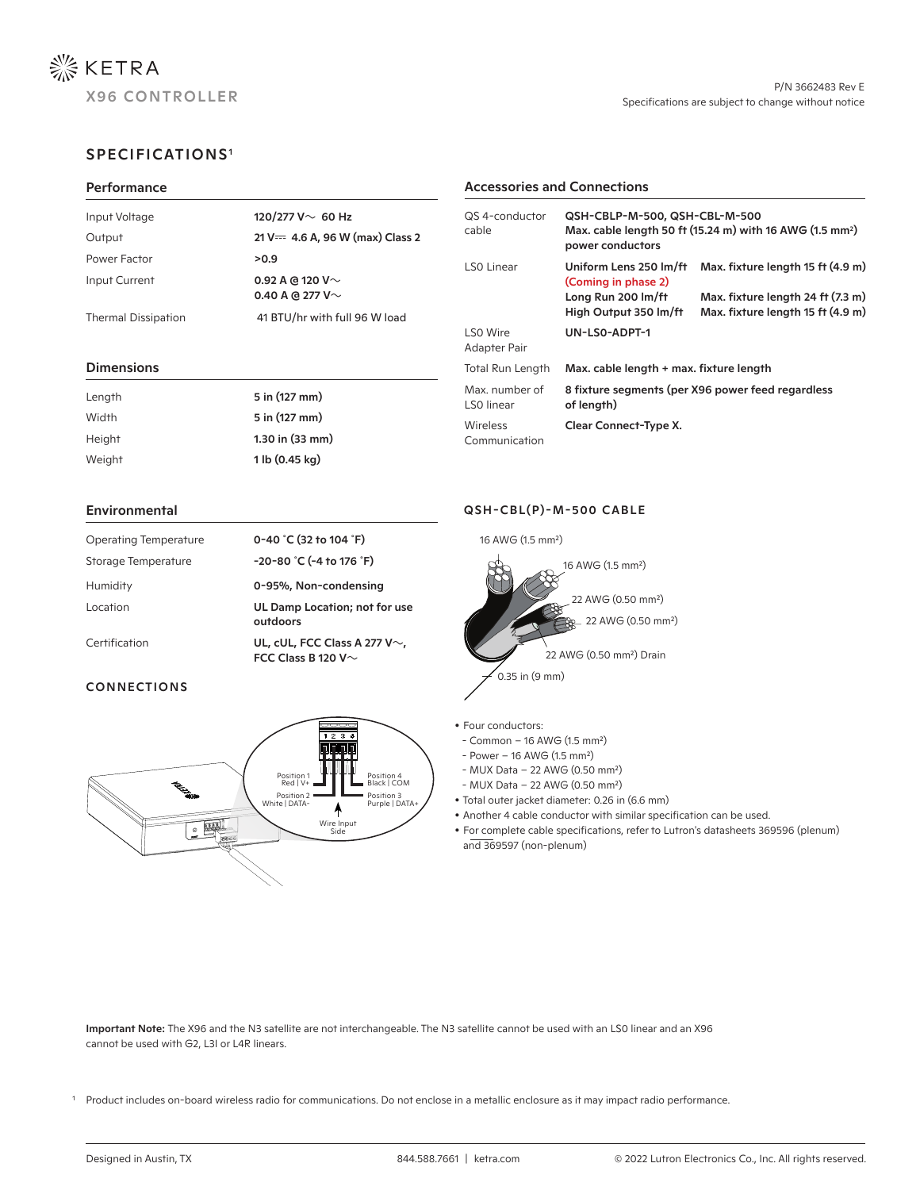# KETRA

## X96 CONTROLLER

P/N 3662483 Rev E
Specifications are subject to change without notice

## SPECIFICATIONS[1]

### Performance

| | |
|---|---|
| Input Voltage | **120/277 V∼ 60 Hz** |
| Output | **21 V⎓ 4.6 A, 96 W (max) Class 2** |
| Power Factor | **>0.9** |
| Input Current | **0.92 A @ 120 V∼**<br>**0.40 A @ 277 V∼** |
| Thermal Dissipation | 41 BTU/hr with full 96 W load |

### Dimensions

| | |
|---|---|
| Length | **5 in (127 mm)** |
| Width | **5 in (127 mm)** |
| Height | **1.30 in (33 mm)** |
| Weight | **1 lb (0.45 kg)** |

### Environmental

| | |
|---|---|
| Operating Temperature | **0-40 °C (32 to 104 °F)** |
| Storage Temperature | **-20-80 °C (-4 to 176 °F)** |
| Humidity | **0-95%, Non-condensing** |
| Location | **UL Damp Location; not for use outdoors** |
| Certification | **UL, cUL, FCC Class A 277 V∼, FCC Class B 120 V∼** |

### Accessories and Connections

| | | |
|---|---|---|
| QS 4-conductor cable | **QSH-CBLP-M-500, QSH-CBL-M-500**<br>**Max. cable length 50 ft (15.24 m) with 16 AWG (1.5 mm²) power conductors** | |
| LS0 Linear | **Uniform Lens 250 lm/ft** (Coming in phase 2) | **Max. fixture length 15 ft (4.9 m)** |
| | **Long Run 200 lm/ft** | **Max. fixture length 24 ft (7.3 m)** |
| | **High Output 350 lm/ft** | **Max. fixture length 15 ft (4.9 m)** |
| LS0 Wire Adapter Pair | **UN-LS0-ADPT-1** | |
| Total Run Length | **Max. cable length + max. fixture length** | |
| Max. number of LS0 linear | **8 fixture segments (per X96 power feed regardless of length)** | |
| Wireless Communication | **Clear Connect-Type X.** | |

## CONNECTIONS

Position 1 Red | V+
Position 2 White | DATA-
Position 3 Purple | DATA+
Position 4 Black | COM
Wire Input Side

## QSH-CBL(P)-M-500 CABLE

16 AWG (1.5 mm²)
16 AWG (1.5 mm²)
22 AWG (0.50 mm²)
22 AWG (0.50 mm²)
22 AWG (0.50 mm²) Drain
0.35 in (9 mm)

- Four conductors:
  - Common – 16 AWG (1.5 mm²)
  - Power – 16 AWG (1.5 mm²)
  - MUX Data – 22 AWG (0.50 mm²)
  - MUX Data – 22 AWG (0.50 mm²)
- Total outer jacket diameter: 0.26 in (6.6 mm)
- Another 4 cable conductor with similar specification can be used.
- For complete cable specifications, refer to Lutron's datasheets 369596 (plenum) and 369597 (non-plenum)

**Important Note:** The X96 and the N3 satellite are not interchangeable. The N3 satellite cannot be used with an LS0 linear and an X96 cannot be used with G2, L3I or L4R linears.

[1] Product includes on-board wireless radio for communications. Do not enclose in a metallic enclosure as it may impact radio performance.

Designed in Austin, TX | 844.588.7661 | ketra.com | © 2022 Lutron Electronics Co., Inc. All rights reserved.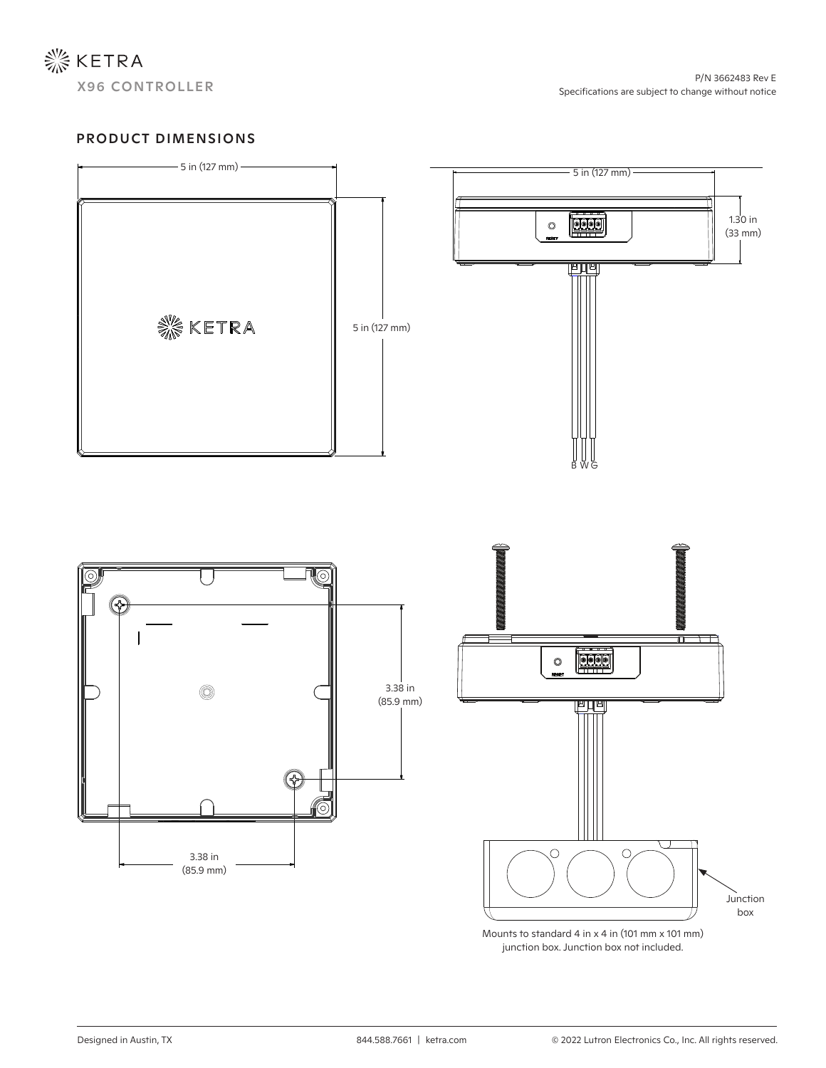# KETRA

## X96 CONTROLLER

P/N 3662483 Rev E
Specifications are subject to change without notice

## PRODUCT DIMENSIONS

5 in (127 mm)

5 in (127 mm)

5 in (127 mm)

1.30 in (33 mm)

B W G

3.38 in (85.9 mm)

3.38 in (85.9 mm)

Junction box

Mounts to standard 4 in x 4 in (101 mm x 101 mm) junction box. Junction box not included.

Designed in Austin, TX | 844.588.7661 | ketra.com | © 2022 Lutron Electronics Co., Inc. All rights reserved.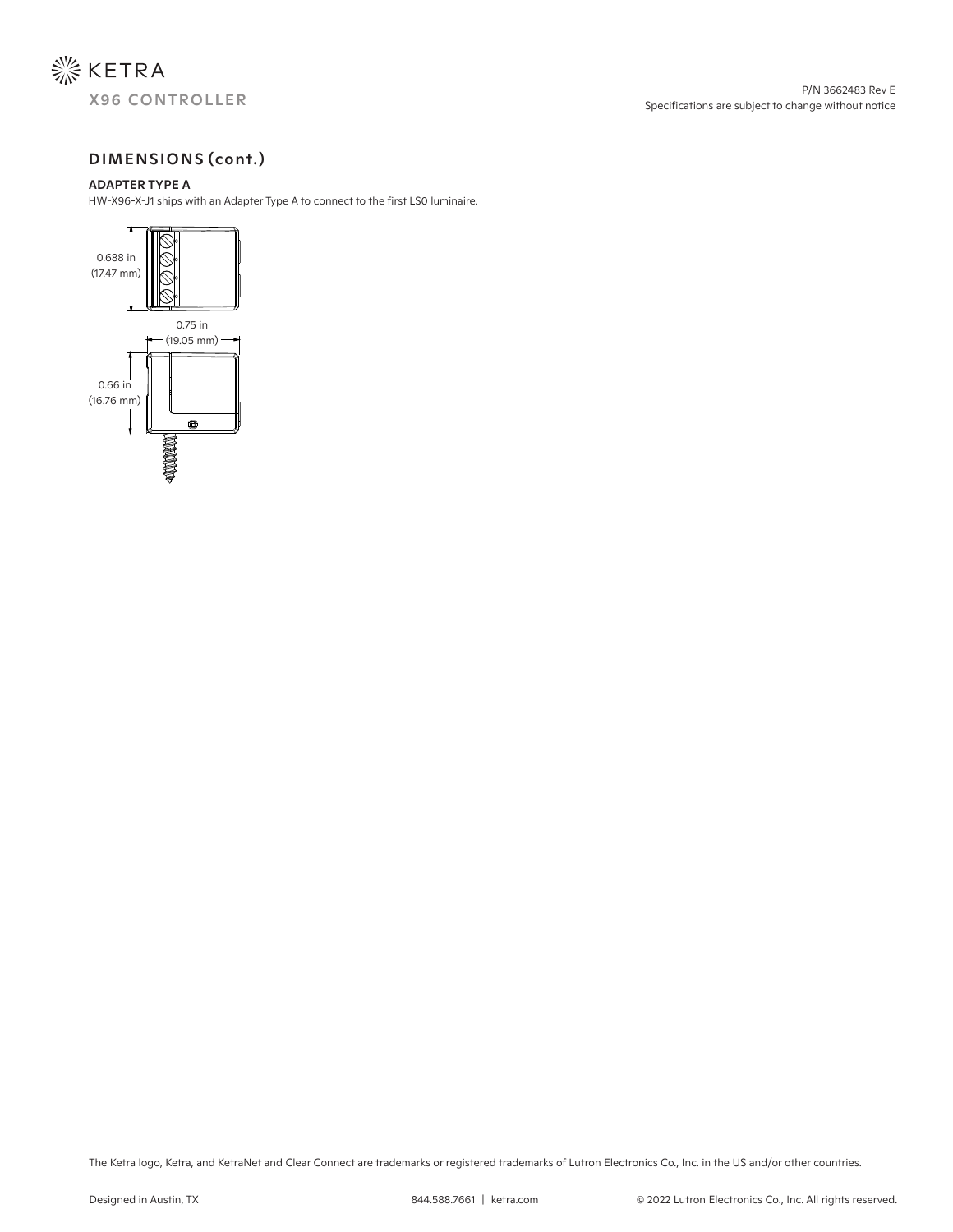## DIMENSIONS (cont.)

### ADAPTER TYPE A

HW-X96-X-J1 ships with an Adapter Type A to connect to the first LS0 luminaire.

0.688 in
(17.47 mm)

0.75 in
(19.05 mm)

0.66 in
(16.76 mm)

The Ketra logo, Ketra, and KetraNet and Clear Connect are trademarks or registered trademarks of Lutron Electronics Co., Inc. in the US and/or other countries.